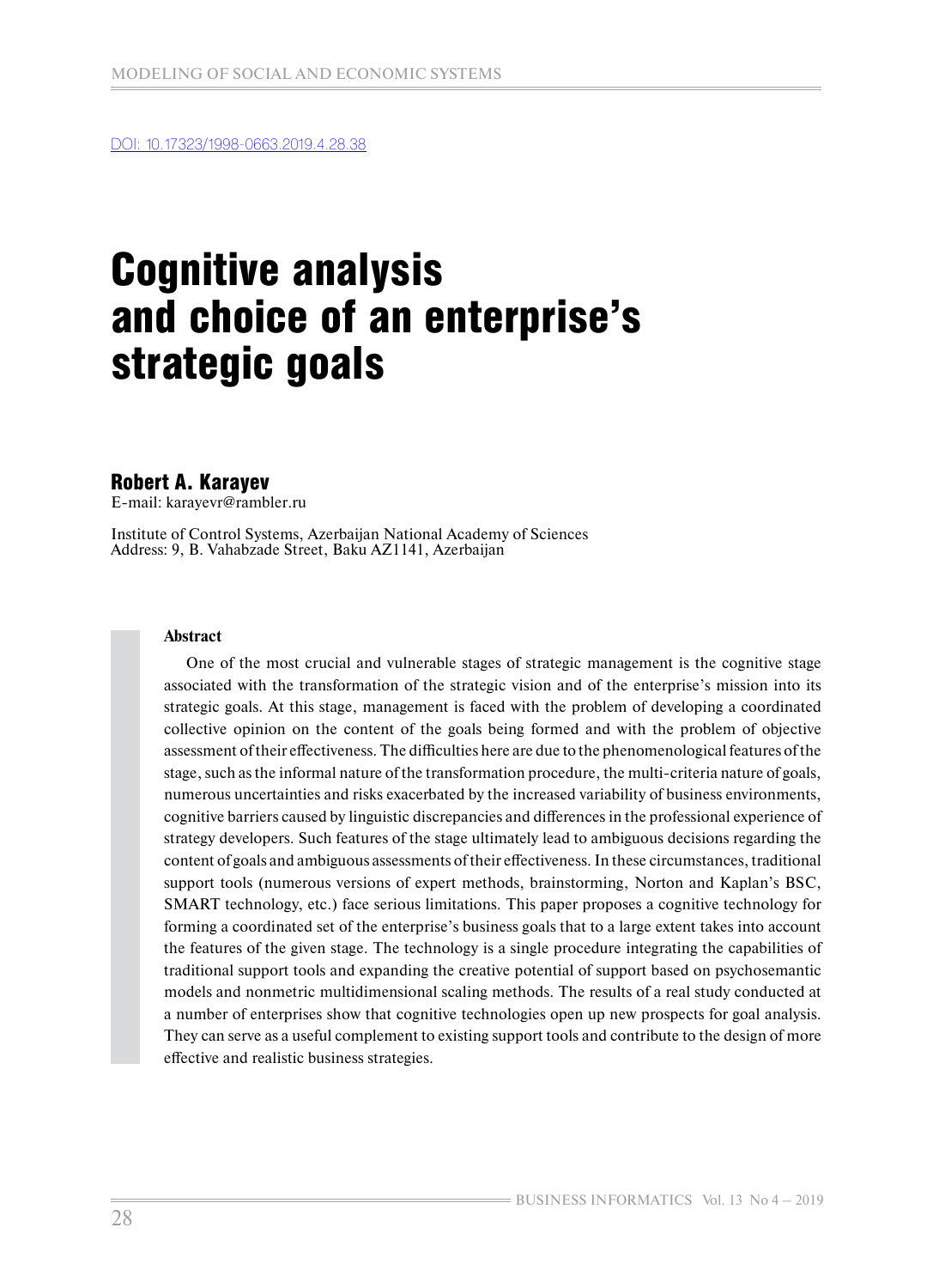DOI: 10.17323/1998-0663.2019.4.28.38

# Cognitive analysis and choice of an enterprise's strategic goals

**Robert A. Karayev**

E-mail: karayevr@rambler.ru

Institute of Control Systems, Azerbaijan National Academy of Sciences
Address: 9, B. Vahabzade Street, Baku AZ1141, Azerbaijan

## Abstract

One of the most crucial and vulnerable stages of strategic management is the cognitive stage associated with the transformation of the strategic vision and of the enterprise's mission into its strategic goals. At this stage, management is faced with the problem of developing a coordinated collective opinion on the content of the goals being formed and with the problem of objective assessment of their effectiveness. The difficulties here are due to the phenomenological features of the stage, such as the informal nature of the transformation procedure, the multi-criteria nature of goals, numerous uncertainties and risks exacerbated by the increased variability of business environments, cognitive barriers caused by linguistic discrepancies and differences in the professional experience of strategy developers. Such features of the stage ultimately lead to ambiguous decisions regarding the content of goals and ambiguous assessments of their effectiveness. In these circumstances, traditional support tools (numerous versions of expert methods, brainstorming, Norton and Kaplan's BSC, SMART technology, etc.) face serious limitations. This paper proposes a cognitive technology for forming a coordinated set of the enterprise's business goals that to a large extent takes into account the features of the given stage. The technology is a single procedure integrating the capabilities of traditional support tools and expanding the creative potential of support based on psychosemantic models and nonmetric multidimensional scaling methods. The results of a real study conducted at a number of enterprises show that cognitive technologies open up new prospects for goal analysis. They can serve as a useful complement to existing support tools and contribute to the design of more effective and realistic business strategies.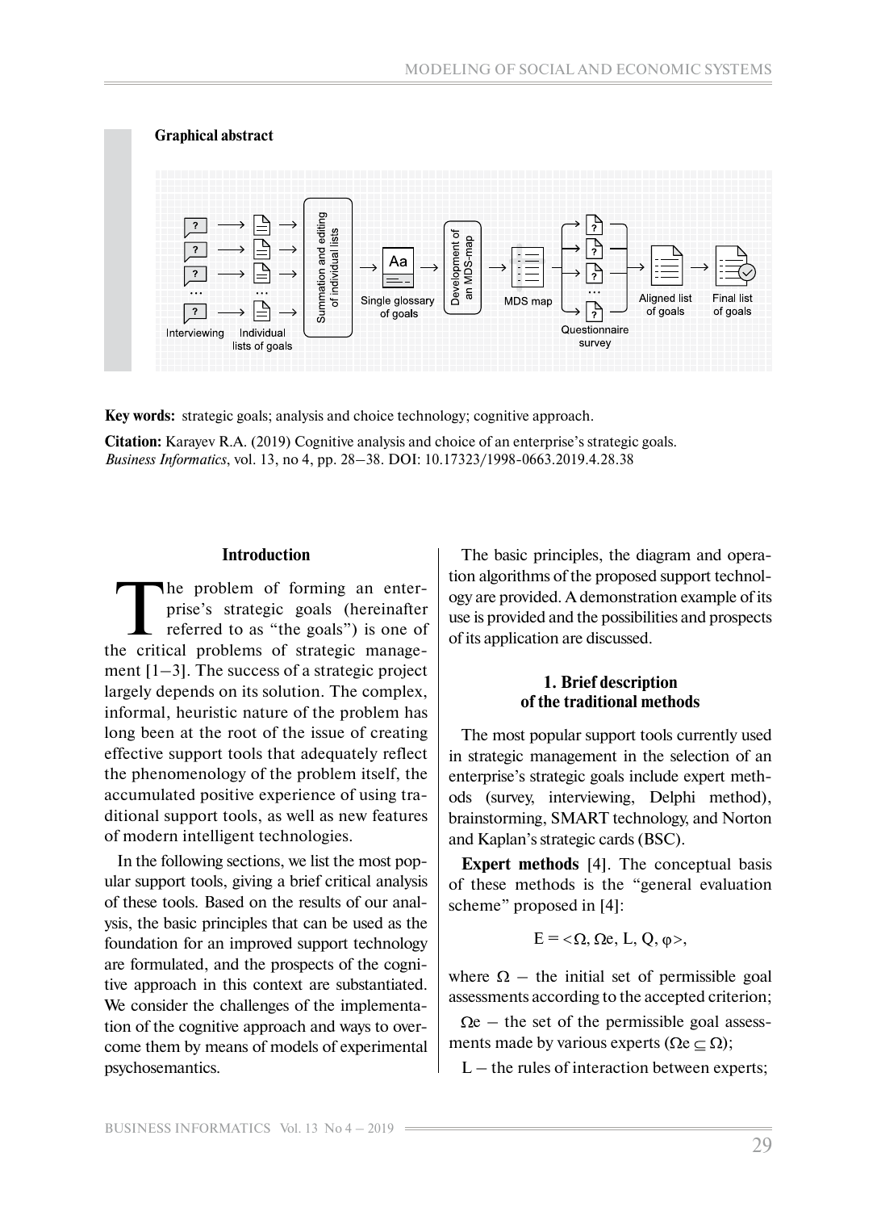**Graphical abstract**

**Key words:** strategic goals; analysis and choice technology; cognitive approach.

**Citation:** Karayev R.A. (2019) Cognitive analysis and choice of an enterprise's strategic goals. *Business Informatics*, vol. 13, no 4, pp. 28–38. DOI: 10.17323/1998-0663.2019.4.28.38

## Introduction

The problem of forming an enterprise's strategic goals (hereinafter referred to as "the goals") is one of the critical problems of strategic management [1–3]. The success of a strategic project largely depends on its solution. The complex, informal, heuristic nature of the problem has long been at the root of the issue of creating effective support tools that adequately reflect the phenomenology of the problem itself, the accumulated positive experience of using traditional support tools, as well as new features of modern intelligent technologies.

In the following sections, we list the most popular support tools, giving a brief critical analysis of these tools. Based on the results of our analysis, the basic principles that can be used as the foundation for an improved support technology are formulated, and the prospects of the cognitive approach in this context are substantiated. We consider the challenges of the implementation of the cognitive approach and ways to overcome them by means of models of experimental psychosemantics.

The basic principles, the diagram and operation algorithms of the proposed support technology are provided. A demonstration example of its use is provided and the possibilities and prospects of its application are discussed.

## 1. Brief description of the traditional methods

The most popular support tools currently used in strategic management in the selection of an enterprise's strategic goals include expert methods (survey, interviewing, Delphi method), brainstorming, SMART technology, and Norton and Kaplan's strategic cards (BSC).

**Expert methods** [4]. The conceptual basis of these methods is the "general evaluation scheme" proposed in [4]:

$$E = <\Omega, \Omega e, L, Q, \varphi>,$$

where $\Omega$ – the initial set of permissible goal assessments according to the accepted criterion;

$\Omega e$ – the set of the permissible goal assessments made by various experts ($\Omega e \subseteq \Omega$);

L – the rules of interaction between experts;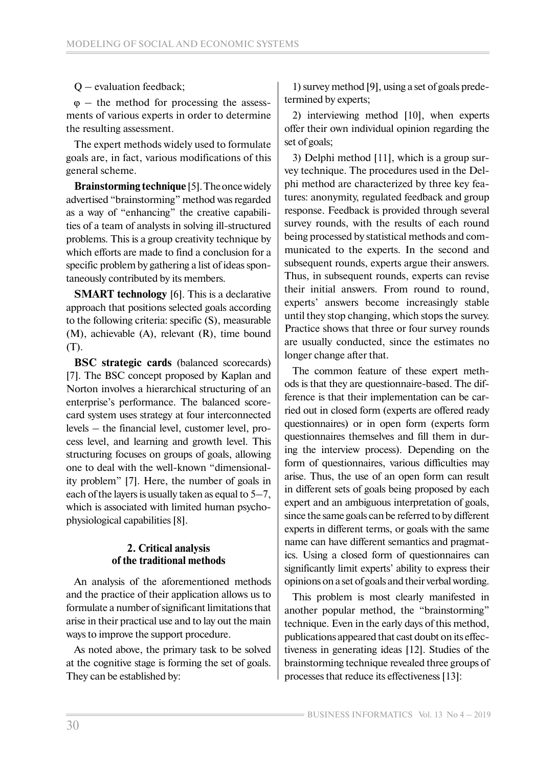Q – evaluation feedback;

$\varphi$ – the method for processing the assessments of various experts in order to determine the resulting assessment.

The expert methods widely used to formulate goals are, in fact, various modifications of this general scheme.

**Brainstorming technique** [5]. The once widely advertised "brainstorming" method was regarded as a way of "enhancing" the creative capabilities of a team of analysts in solving ill-structured problems. This is a group creativity technique by which efforts are made to find a conclusion for a specific problem by gathering a list of ideas spontaneously contributed by its members.

**SMART technology** [6]. This is a declarative approach that positions selected goals according to the following criteria: specific (S), measurable (M), achievable (A), relevant (R), time bound (T).

**BSC strategic cards** (balanced scorecards) [7]. The BSC concept proposed by Kaplan and Norton involves a hierarchical structuring of an enterprise's performance. The balanced scorecard system uses strategy at four interconnected levels – the financial level, customer level, process level, and learning and growth level. This structuring focuses on groups of goals, allowing one to deal with the well-known "dimensionality problem" [7]. Here, the number of goals in each of the layers is usually taken as equal to 5–7, which is associated with limited human psychophysiological capabilities [8].

## 2. Critical analysis of the traditional methods

An analysis of the aforementioned methods and the practice of their application allows us to formulate a number of significant limitations that arise in their practical use and to lay out the main ways to improve the support procedure.

As noted above, the primary task to be solved at the cognitive stage is forming the set of goals. They can be established by:

1) survey method [9], using a set of goals predetermined by experts;

2) interviewing method [10], when experts offer their own individual opinion regarding the set of goals;

3) Delphi method [11], which is a group survey technique. The procedures used in the Delphi method are characterized by three key features: anonymity, regulated feedback and group response. Feedback is provided through several survey rounds, with the results of each round being processed by statistical methods and communicated to the experts. In the second and subsequent rounds, experts argue their answers. Thus, in subsequent rounds, experts can revise their initial answers. From round to round, experts' answers become increasingly stable until they stop changing, which stops the survey. Practice shows that three or four survey rounds are usually conducted, since the estimates no longer change after that.

The common feature of these expert methods is that they are questionnaire-based. The difference is that their implementation can be carried out in closed form (experts are offered ready questionnaires) or in open form (experts form questionnaires themselves and fill them in during the interview process). Depending on the form of questionnaires, various difficulties may arise. Thus, the use of an open form can result in different sets of goals being proposed by each expert and an ambiguous interpretation of goals, since the same goals can be referred to by different experts in different terms, or goals with the same name can have different semantics and pragmatics. Using a closed form of questionnaires can significantly limit experts' ability to express their opinions on a set of goals and their verbal wording.

This problem is most clearly manifested in another popular method, the "brainstorming" technique. Even in the early days of this method, publications appeared that cast doubt on its effectiveness in generating ideas [12]. Studies of the brainstorming technique revealed three groups of processes that reduce its effectiveness [13]: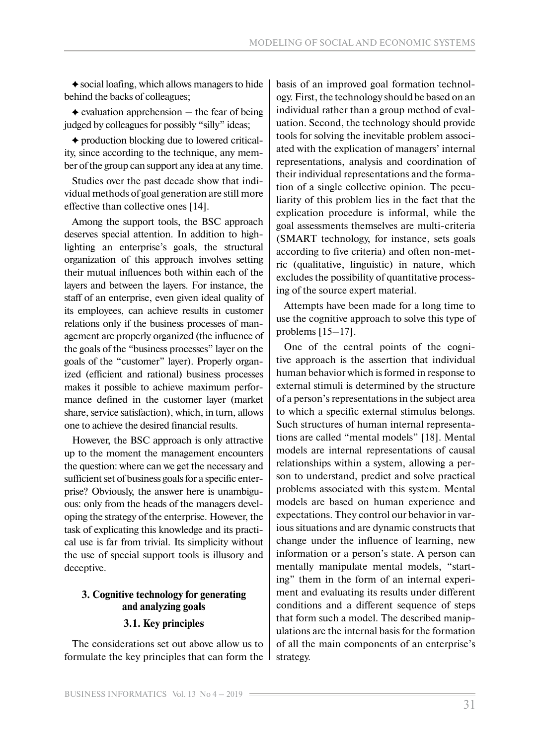✦ social loafing, which allows managers to hide behind the backs of colleagues;

✦ evaluation apprehension – the fear of being judged by colleagues for possibly "silly" ideas;

✦ production blocking due to lowered criticality, since according to the technique, any member of the group can support any idea at any time.

Studies over the past decade show that individual methods of goal generation are still more effective than collective ones [14].

Among the support tools, the BSC approach deserves special attention. In addition to highlighting an enterprise's goals, the structural organization of this approach involves setting their mutual influences both within each of the layers and between the layers. For instance, the staff of an enterprise, even given ideal quality of its employees, can achieve results in customer relations only if the business processes of management are properly organized (the influence of the goals of the "business processes" layer on the goals of the "customer" layer). Properly organized (efficient and rational) business processes makes it possible to achieve maximum performance defined in the customer layer (market share, service satisfaction), which, in turn, allows one to achieve the desired financial results.

However, the BSC approach is only attractive up to the moment the management encounters the question: where can we get the necessary and sufficient set of business goals for a specific enterprise? Obviously, the answer here is unambiguous: only from the heads of the managers developing the strategy of the enterprise. However, the task of explicating this knowledge and its practical use is far from trivial. Its simplicity without the use of special support tools is illusory and deceptive.

## 3. Cognitive technology for generating and analyzing goals

### 3.1. Key principles

The considerations set out above allow us to formulate the key principles that can form the basis of an improved goal formation technology. First, the technology should be based on an individual rather than a group method of evaluation. Second, the technology should provide tools for solving the inevitable problem associated with the explication of managers' internal representations, analysis and coordination of their individual representations and the formation of a single collective opinion. The peculiarity of this problem lies in the fact that the explication procedure is informal, while the goal assessments themselves are multi-criteria (SMART technology, for instance, sets goals according to five criteria) and often non-metric (qualitative, linguistic) in nature, which excludes the possibility of quantitative processing of the source expert material.

Attempts have been made for a long time to use the cognitive approach to solve this type of problems [15–17].

One of the central points of the cognitive approach is the assertion that individual human behavior which is formed in response to external stimuli is determined by the structure of a person's representations in the subject area to which a specific external stimulus belongs. Such structures of human internal representations are called "mental models" [18]. Mental models are internal representations of causal relationships within a system, allowing a person to understand, predict and solve practical problems associated with this system. Mental models are based on human experience and expectations. They control our behavior in various situations and are dynamic constructs that change under the influence of learning, new information or a person's state. A person can mentally manipulate mental models, "starting" them in the form of an internal experiment and evaluating its results under different conditions and a different sequence of steps that form such a model. The described manipulations are the internal basis for the formation of all the main components of an enterprise's strategy.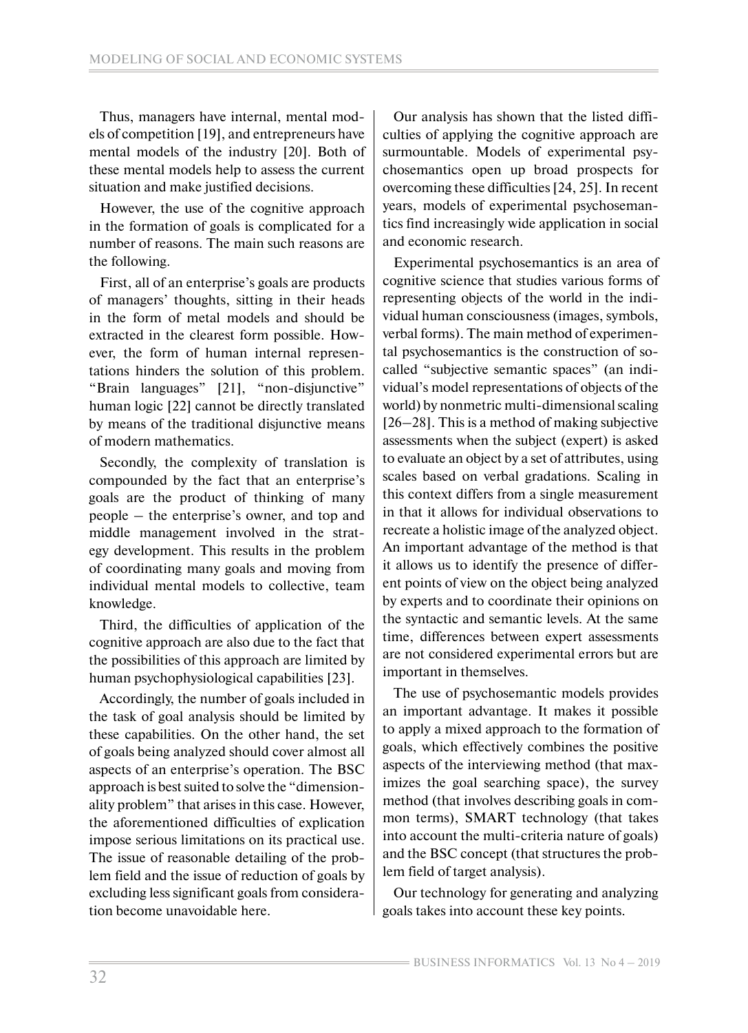Thus, managers have internal, mental models of competition [19], and entrepreneurs have mental models of the industry [20]. Both of these mental models help to assess the current situation and make justified decisions.

However, the use of the cognitive approach in the formation of goals is complicated for a number of reasons. The main such reasons are the following.

First, all of an enterprise's goals are products of managers' thoughts, sitting in their heads in the form of metal models and should be extracted in the clearest form possible. However, the form of human internal representations hinders the solution of this problem. "Brain languages" [21], "non-disjunctive" human logic [22] cannot be directly translated by means of the traditional disjunctive means of modern mathematics.

Secondly, the complexity of translation is compounded by the fact that an enterprise's goals are the product of thinking of many people – the enterprise's owner, and top and middle management involved in the strategy development. This results in the problem of coordinating many goals and moving from individual mental models to collective, team knowledge.

Third, the difficulties of application of the cognitive approach are also due to the fact that the possibilities of this approach are limited by human psychophysiological capabilities [23].

Accordingly, the number of goals included in the task of goal analysis should be limited by these capabilities. On the other hand, the set of goals being analyzed should cover almost all aspects of an enterprise's operation. The BSC approach is best suited to solve the "dimensionality problem" that arises in this case. However, the aforementioned difficulties of explication impose serious limitations on its practical use. The issue of reasonable detailing of the problem field and the issue of reduction of goals by excluding less significant goals from consideration become unavoidable here.

Our analysis has shown that the listed difficulties of applying the cognitive approach are surmountable. Models of experimental psychosemantics open up broad prospects for overcoming these difficulties [24, 25]. In recent years, models of experimental psychosemantics find increasingly wide application in social and economic research.

Experimental psychosemantics is an area of cognitive science that studies various forms of representing objects of the world in the individual human consciousness (images, symbols, verbal forms). The main method of experimental psychosemantics is the construction of so-called "subjective semantic spaces" (an individual's model representations of objects of the world) by nonmetric multi-dimensional scaling [26–28]. This is a method of making subjective assessments when the subject (expert) is asked to evaluate an object by a set of attributes, using scales based on verbal gradations. Scaling in this context differs from a single measurement in that it allows for individual observations to recreate a holistic image of the analyzed object. An important advantage of the method is that it allows us to identify the presence of different points of view on the object being analyzed by experts and to coordinate their opinions on the syntactic and semantic levels. At the same time, differences between expert assessments are not considered experimental errors but are important in themselves.

The use of psychosemantic models provides an important advantage. It makes it possible to apply a mixed approach to the formation of goals, which effectively combines the positive aspects of the interviewing method (that maximizes the goal searching space), the survey method (that involves describing goals in common terms), SMART technology (that takes into account the multi-criteria nature of goals) and the BSC concept (that structures the problem field of target analysis).

Our technology for generating and analyzing goals takes into account these key points.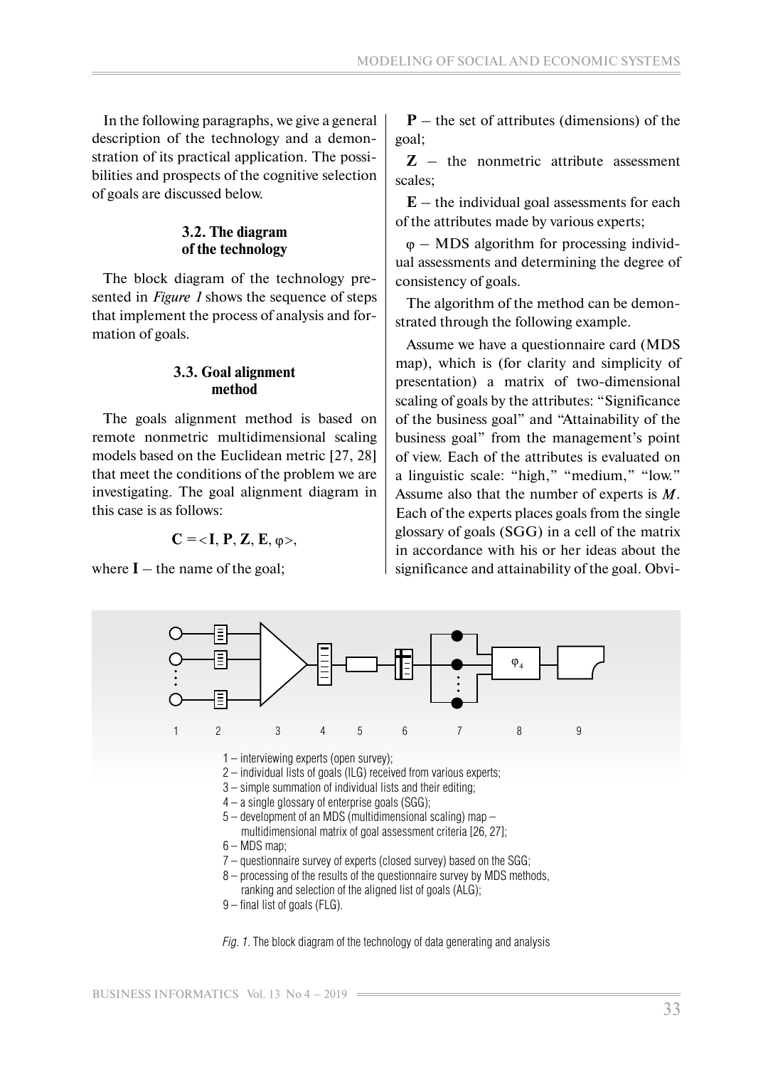In the following paragraphs, we give a general description of the technology and a demonstration of its practical application. The possibilities and prospects of the cognitive selection of goals are discussed below.

### 3.2. The diagram of the technology

The block diagram of the technology presented in *Figure 1* shows the sequence of steps that implement the process of analysis and formation of goals.

### 3.3. Goal alignment method

The goals alignment method is based on remote nonmetric multidimensional scaling models based on the Euclidean metric [27, 28] that meet the conditions of the problem we are investigating. The goal alignment diagram in this case is as follows:

$$\mathbf{C} = <\mathbf{I}, \mathbf{P}, \mathbf{Z}, \mathbf{E}, \varphi>,$$

where **I** – the name of the goal;

**P** – the set of attributes (dimensions) of the goal;

**Z** – the nonmetric attribute assessment scales;

**E** – the individual goal assessments for each of the attributes made by various experts;

$\varphi$ – MDS algorithm for processing individual assessments and determining the degree of consistency of goals.

The algorithm of the method can be demonstrated through the following example.

Assume we have a questionnaire card (MDS map), which is (for clarity and simplicity of presentation) a matrix of two-dimensional scaling of goals by the attributes: "Significance of the business goal" and "Attainability of the business goal" from the management's point of view. Each of the attributes is evaluated on a linguistic scale: "high," "medium," "low." Assume also that the number of experts is $M$. Each of the experts places goals from the single glossary of goals (SGG) in a cell of the matrix in accordance with his or her ideas about the significance and attainability of the goal. Obvi-

1 – interviewing experts (open survey);
2 – individual lists of goals (ILG) received from various experts;
3 – simple summation of individual lists and their editing;
4 – a single glossary of enterprise goals (SGG);
5 – development of an MDS (multidimensional scaling) map – multidimensional matrix of goal assessment criteria [26, 27];
6 – MDS map;
7 – questionnaire survey of experts (closed survey) based on the SGG;
8 – processing of the results of the questionnaire survey by MDS methods, ranking and selection of the aligned list of goals (ALG);
9 – final list of goals (FLG).

*Fig. 1.* The block diagram of the technology of data generating and analysis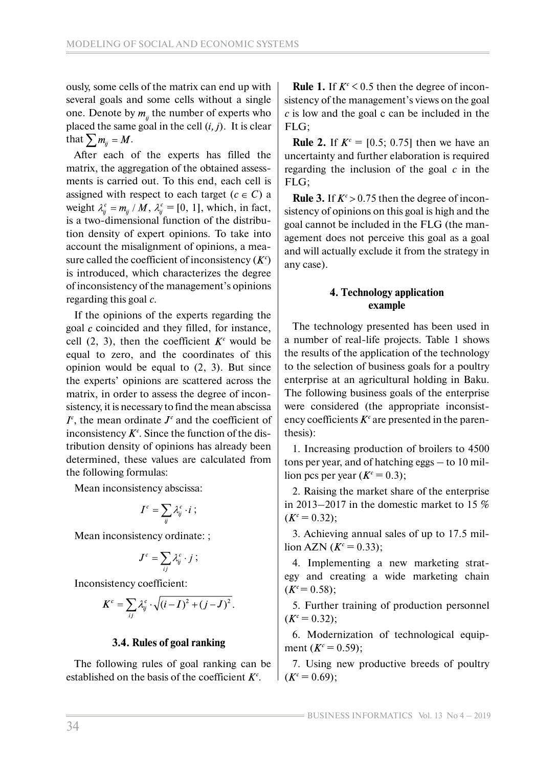ously, some cells of the matrix can end up with several goals and some cells without a single one. Denote by $m_{ij}$ the number of experts who placed the same goal in the cell $(i, j)$. It is clear that $\sum m_{ij} = M$.

After each of the experts has filled the matrix, the aggregation of the obtained assessments is carried out. To this end, each cell is assigned with respect to each target ($c \in C$) a weight $\lambda_{ij}^c = m_{ij} / M$, $\lambda_{ij}^c = [0, 1]$, which, in fact, is a two-dimensional function of the distribution density of expert opinions. To take into account the misalignment of opinions, a measure called the coefficient of inconsistency ($K^c$) is introduced, which characterizes the degree of inconsistency of the management's opinions regarding this goal *c*.

If the opinions of the experts regarding the goal *c* coincided and they filled, for instance, cell (2, 3), then the coefficient $K^c$ would be equal to zero, and the coordinates of this opinion would be equal to (2, 3). But since the experts' opinions are scattered across the matrix, in order to assess the degree of inconsistency, it is necessary to find the mean abscissa $I^c$, the mean ordinate $J^c$ and the coefficient of inconsistency $K^c$. Since the function of the distribution density of opinions has already been determined, these values are calculated from the following formulas:

Mean inconsistency abscissa:

$$I^c = \sum_{ij} \lambda_{ij}^c \cdot i \, ;$$

Mean inconsistency ordinate: ;

$$J^c = \sum_{ij} \lambda_{ij}^c \cdot j \, ;$$

Inconsistency coefficient:

$$K^c = \sum_{ij} \lambda_{ij}^c \cdot \sqrt{(i - I)^2 + (j - J)^2} \, .$$

### 3.4. Rules of goal ranking

The following rules of goal ranking can be established on the basis of the coefficient $K^c$.

**Rule 1.** If $K^c < 0.5$ then the degree of inconsistency of the management's views on the goal *c* is low and the goal c can be included in the FLG;

**Rule 2.** If $K^c = [0.5; 0.75]$ then we have an uncertainty and further elaboration is required regarding the inclusion of the goal *c* in the FLG;

**Rule 3.** If $K^c > 0.75$ then the degree of inconsistency of opinions on this goal is high and the goal cannot be included in the FLG (the management does not perceive this goal as a goal and will actually exclude it from the strategy in any case).

## 4. Technology application example

The technology presented has been used in a number of real-life projects. Table 1 shows the results of the application of the technology to the selection of business goals for a poultry enterprise at an agricultural holding in Baku. The following business goals of the enterprise were considered (the appropriate inconsistency coefficients $K^c$ are presented in the parenthesis):

1. Increasing production of broilers to 4500 tons per year, and of hatching eggs – to 10 million pcs per year ($K^c = 0.3$);

2. Raising the market share of the enterprise in 2013–2017 in the domestic market to 15 % ($K^c = 0.32$);

3. Achieving annual sales of up to 17.5 million AZN ($K^c = 0.33$);

4. Implementing a new marketing strategy and creating a wide marketing chain ($K^c = 0.58$);

5. Further training of production personnel ($K^c = 0.32$);

6. Modernization of technological equipment ($K^c = 0.59$);

7. Using new productive breeds of poultry ($K^c = 0.69$);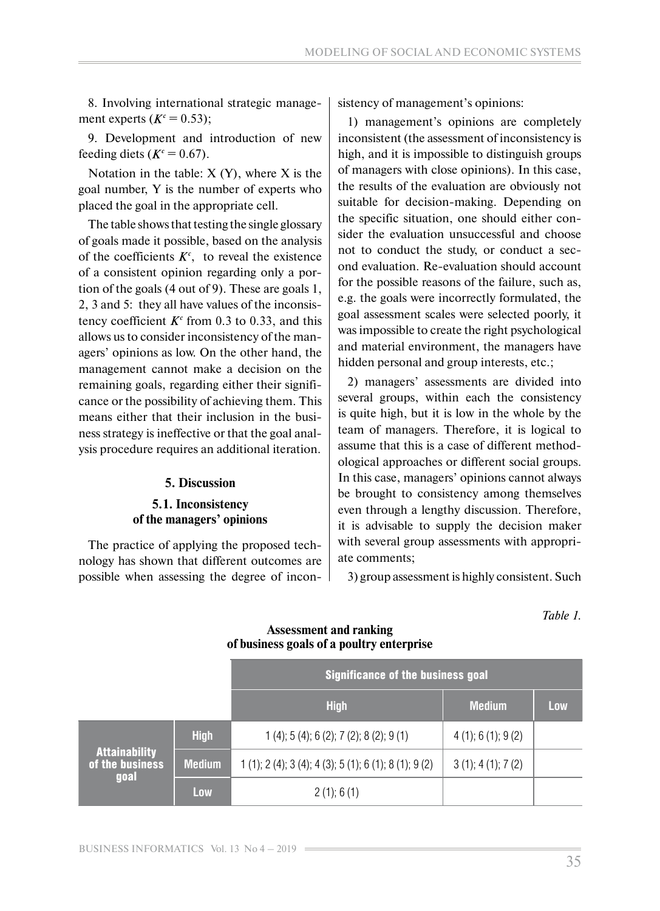8. Involving international strategic management experts ($K^c = 0.53$);

9. Development and introduction of new feeding diets ($K^c = 0.67$).

Notation in the table: X (Y), where X is the goal number, Y is the number of experts who placed the goal in the appropriate cell.

The table shows that testing the single glossary of goals made it possible, based on the analysis of the coefficients $K^c$, to reveal the existence of a consistent opinion regarding only a portion of the goals (4 out of 9). These are goals 1, 2, 3 and 5: they all have values of the inconsistency coefficient $K^c$ from 0.3 to 0.33, and this allows us to consider inconsistency of the managers' opinions as low. On the other hand, the management cannot make a decision on the remaining goals, regarding either their significance or the possibility of achieving them. This means either that their inclusion in the business strategy is ineffective or that the goal analysis procedure requires an additional iteration.

## 5. Discussion

### 5.1. Inconsistency of the managers' opinions

The practice of applying the proposed technology has shown that different outcomes are possible when assessing the degree of inconsistency of management's opinions:

1) management's opinions are completely inconsistent (the assessment of inconsistency is high, and it is impossible to distinguish groups of managers with close opinions). In this case, the results of the evaluation are obviously not suitable for decision-making. Depending on the specific situation, one should either consider the evaluation unsuccessful and choose not to conduct the study, or conduct a second evaluation. Re-evaluation should account for the possible reasons of the failure, such as, e.g. the goals were incorrectly formulated, the goal assessment scales were selected poorly, it was impossible to create the right psychological and material environment, the managers have hidden personal and group interests, etc.;

2) managers' assessments are divided into several groups, within each the consistency is quite high, but it is low in the whole by the team of managers. Therefore, it is logical to assume that this is a case of different methodological approaches or different social groups. In this case, managers' opinions cannot always be brought to consistency among themselves even through a lengthy discussion. Therefore, it is advisable to supply the decision maker with several group assessments with appropriate comments;

3) group assessment is highly consistent. Such

*Table 1.*

**Assessment and ranking of business goals of a poultry enterprise**

| | | Significance of the business goal | | |
|---|---|---|---|---|
| | | High | Medium | Low |
| Attainability of the business goal | High | 1 (4); 5 (4); 6 (2); 7 (2); 8 (2); 9 (1) | 4 (1); 6 (1); 9 (2) | |
| | Medium | 1 (1); 2 (4); 3 (4); 4 (3); 5 (1); 6 (1); 8 (1); 9 (2) | 3 (1); 4 (1); 7 (2) | |
| | Low | 2 (1); 6 (1) | | |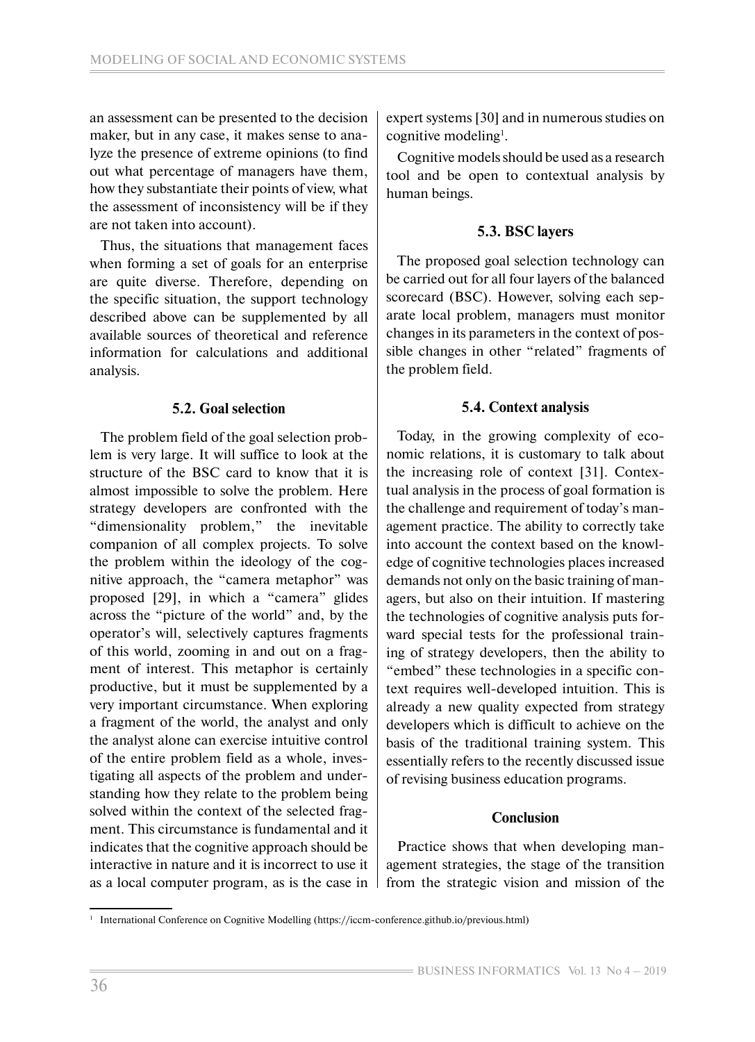an assessment can be presented to the decision maker, but in any case, it makes sense to analyze the presence of extreme opinions (to find out what percentage of managers have them, how they substantiate their points of view, what the assessment of inconsistency will be if they are not taken into account).

Thus, the situations that management faces when forming a set of goals for an enterprise are quite diverse. Therefore, depending on the specific situation, the support technology described above can be supplemented by all available sources of theoretical and reference information for calculations and additional analysis.

### 5.2. Goal selection

The problem field of the goal selection problem is very large. It will suffice to look at the structure of the BSC card to know that it is almost impossible to solve the problem. Here strategy developers are confronted with the "dimensionality problem," the inevitable companion of all complex projects. To solve the problem within the ideology of the cognitive approach, the "camera metaphor" was proposed [29], in which a "camera" glides across the "picture of the world" and, by the operator's will, selectively captures fragments of this world, zooming in and out on a fragment of interest. This metaphor is certainly productive, but it must be supplemented by a very important circumstance. When exploring a fragment of the world, the analyst and only the analyst alone can exercise intuitive control of the entire problem field as a whole, investigating all aspects of the problem and understanding how they relate to the problem being solved within the context of the selected fragment. This circumstance is fundamental and it indicates that the cognitive approach should be interactive in nature and it is incorrect to use it as a local computer program, as is the case in expert systems [30] and in numerous studies on cognitive modeling[1].

Cognitive models should be used as a research tool and be open to contextual analysis by human beings.

### 5.3. BSC layers

The proposed goal selection technology can be carried out for all four layers of the balanced scorecard (BSC). However, solving each separate local problem, managers must monitor changes in its parameters in the context of possible changes in other "related" fragments of the problem field.

### 5.4. Context analysis

Today, in the growing complexity of economic relations, it is customary to talk about the increasing role of context [31]. Contextual analysis in the process of goal formation is the challenge and requirement of today's management practice. The ability to correctly take into account the context based on the knowledge of cognitive technologies places increased demands not only on the basic training of managers, but also on their intuition. If mastering the technologies of cognitive analysis puts forward special tests for the professional training of strategy developers, then the ability to "embed" these technologies in a specific context requires well-developed intuition. This is already a new quality expected from strategy developers which is difficult to achieve on the basis of the traditional training system. This essentially refers to the recently discussed issue of revising business education programs.

## Conclusion

Practice shows that when developing management strategies, the stage of the transition from the strategic vision and mission of the

---

[1] International Conference on Cognitive Modelling (https://iccm-conference.github.io/previous.html)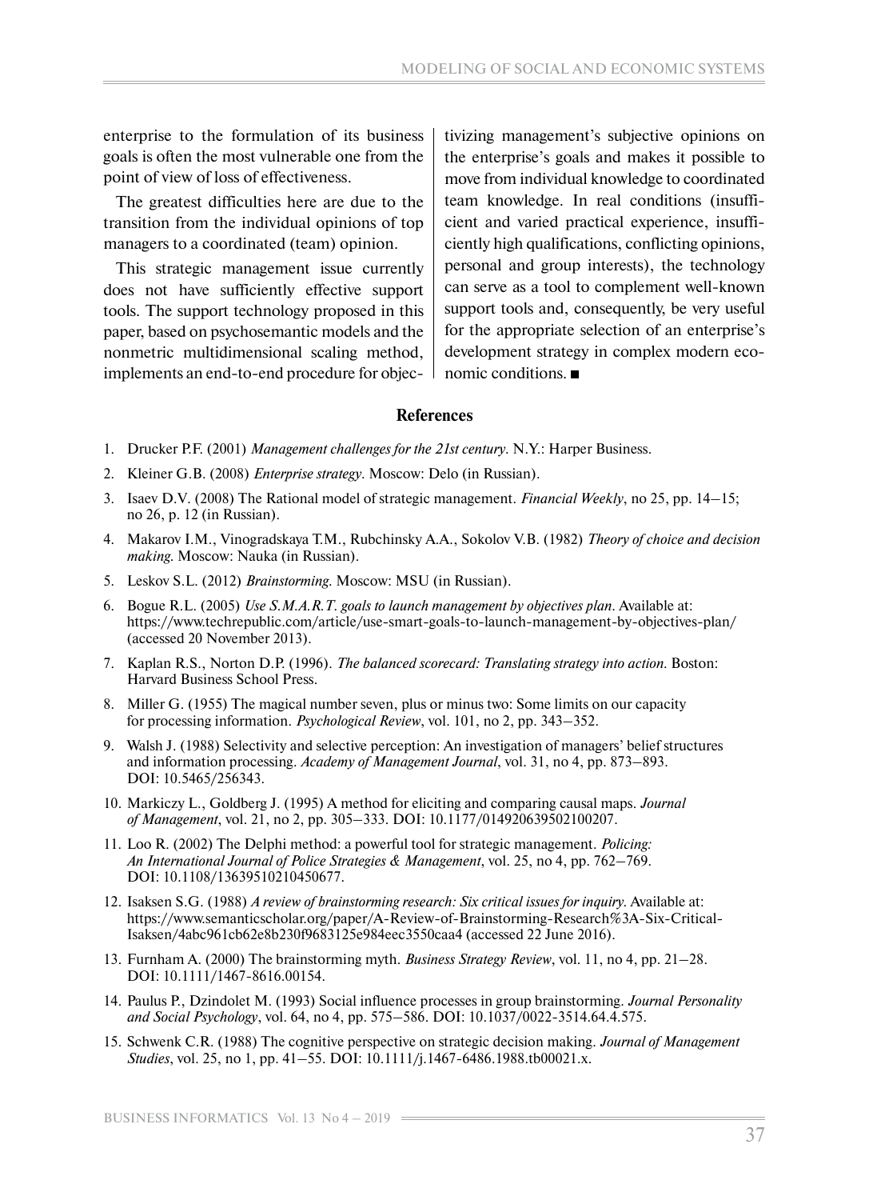enterprise to the formulation of its business goals is often the most vulnerable one from the point of view of loss of effectiveness.

The greatest difficulties here are due to the transition from the individual opinions of top managers to a coordinated (team) opinion.

This strategic management issue currently does not have sufficiently effective support tools. The support technology proposed in this paper, based on psychosemantic models and the nonmetric multidimensional scaling method, implements an end-to-end procedure for objectivizing management's subjective opinions on the enterprise's goals and makes it possible to move from individual knowledge to coordinated team knowledge. In real conditions (insufficient and varied practical experience, insufficiently high qualifications, conflicting opinions, personal and group interests), the technology can serve as a tool to complement well-known support tools and, consequently, be very useful for the appropriate selection of an enterprise's development strategy in complex modern economic conditions. ■

## References

1. Drucker P.F. (2001) *Management challenges for the 21st century*. N.Y.: Harper Business.
2. Kleiner G.B. (2008) *Enterprise strategy*. Moscow: Delo (in Russian).
3. Isaev D.V. (2008) The Rational model of strategic management. *Financial Weekly*, no 25, pp. 14–15; no 26, p. 12 (in Russian).
4. Makarov I.M., Vinogradskaya T.M., Rubchinsky A.A., Sokolov V.B. (1982) *Theory of choice and decision making*. Moscow: Nauka (in Russian).
5. Leskov S.L. (2012) *Brainstorming*. Moscow: MSU (in Russian).
6. Bogue R.L. (2005) *Use S.M.A.R.T. goals to launch management by objectives plan*. Available at: https://www.techrepublic.com/article/use-smart-goals-to-launch-management-by-objectives-plan/ (accessed 20 November 2013).
7. Kaplan R.S., Norton D.P. (1996). *The balanced scorecard: Translating strategy into action*. Boston: Harvard Business School Press.
8. Miller G. (1955) The magical number seven, plus or minus two: Some limits on our capacity for processing information. *Psychological Review*, vol. 101, no 2, pp. 343–352.
9. Walsh J. (1988) Selectivity and selective perception: An investigation of managers' belief structures and information processing. *Academy of Management Journal*, vol. 31, no 4, pp. 873–893. DOI: 10.5465/256343.
10. Markiczy L., Goldberg J. (1995) A method for eliciting and comparing causal maps. *Journal of Management*, vol. 21, no 2, pp. 305–333. DOI: 10.1177/014920639502100207.
11. Loo R. (2002) The Delphi method: a powerful tool for strategic management. *Policing: An International Journal of Police Strategies & Management*, vol. 25, no 4, pp. 762–769. DOI: 10.1108/13639510210450677.
12. Isaksen S.G. (1988) *A review of brainstorming research: Six critical issues for inquiry*. Available at: https://www.semanticscholar.org/paper/A-Review-of-Brainstorming-Research%3A-Six-Critical-Isaksen/4abc961cb62e8b230f9683125e984eec3550caa4 (accessed 22 June 2016).
13. Furnham A. (2000) The brainstorming myth. *Business Strategy Review*, vol. 11, no 4, pp. 21–28. DOI: 10.1111/1467-8616.00154.
14. Paulus P., Dzindolet M. (1993) Social influence processes in group brainstorming. *Journal Personality and Social Psychology*, vol. 64, no 4, pp. 575–586. DOI: 10.1037/0022-3514.64.4.575.
15. Schwenk C.R. (1988) The cognitive perspective on strategic decision making. *Journal of Management Studies*, vol. 25, no 1, pp. 41–55. DOI: 10.1111/j.1467-6486.1988.tb00021.x.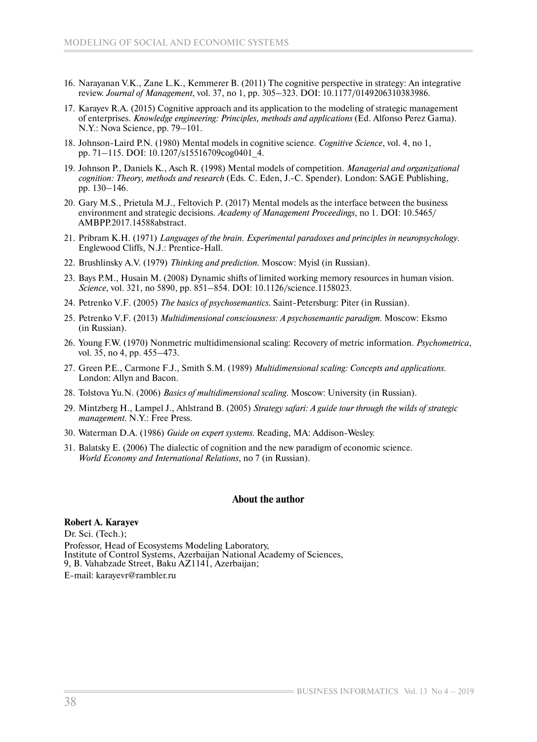16. Narayanan V.K., Zane L.K., Kemmerer B. (2011) The cognitive perspective in strategy: An integrative review. *Journal of Management*, vol. 37, no 1, pp. 305–323. DOI: 10.1177/0149206310383986.

17. Karayev R.A. (2015) Cognitive approach and its application to the modeling of strategic management of enterprises. *Knowledge engineering: Principles, methods and applications* (Ed. Alfonso Perez Gama). N.Y.: Nova Science, pp. 79–101.

18. Johnson-Laird P.N. (1980) Mental models in cognitive science. *Cognitive Science*, vol. 4, no 1, pp. 71–115. DOI: 10.1207/s15516709cog0401_4.

19. Johnson P., Daniels K., Asch R. (1998) Mental models of competition. *Managerial and organizational cognition: Theory, methods and research* (Eds. C. Eden, J.-C. Spender). London: SAGE Publishing, pp. 130–146.

20. Gary M.S., Prietula M.J., Feltovich P. (2017) Mental models as the interface between the business environment and strategic decisions. *Academy of Management Proceedings*, no 1. DOI: 10.5465/AMBPP.2017.14588abstract.

21. Pribram K.H. (1971) *Languages of the brain. Experimental paradoxes and principles in neuropsychology*. Englewood Cliffs, N.J.: Prentice-Hall.

22. Brushlinsky A.V. (1979) *Thinking and prediction*. Moscow: Myisl (in Russian).

23. Bays P.M., Husain M. (2008) Dynamic shifts of limited working memory resources in human vision. *Science*, vol. 321, no 5890, pp. 851–854. DOI: 10.1126/science.1158023.

24. Petrenko V.F. (2005) *The basics of psychosemantics*. Saint-Petersburg: Piter (in Russian).

25. Petrenko V.F. (2013) *Multidimensional consciousness: A psychosemantic paradigm*. Moscow: Eksmo (in Russian).

26. Young F.W. (1970) Nonmetric multidimensional scaling: Recovery of metric information. *Psychometrica*, vol. 35, no 4, pp. 455–473.

27. Green P.E., Carmone F.J., Smith S.M. (1989) *Multidimensional scaling: Concepts and applications*. London: Allyn and Bacon.

28. Tolstova Yu.N. (2006) *Basics of multidimensional scaling*. Moscow: University (in Russian).

29. Mintzberg H., Lampel J., Ahlstrand B. (2005) *Strategy safari: A guide tour through the wilds of strategic management*. N.Y.: Free Press.

30. Waterman D.A. (1986) *Guide on expert systems*. Reading, MA: Addison-Wesley.

31. Balatsky E. (2006) The dialectic of cognition and the new paradigm of economic science. *World Economy and International Relations*, no 7 (in Russian).

## About the author

**Robert A. Karayev**

Dr. Sci. (Tech.);

Professor, Head of Ecosystems Modeling Laboratory,
Institute of Control Systems, Azerbaijan National Academy of Sciences,
9, B. Vahabzade Street, Baku AZ1141, Azerbaijan;

E-mail: karayevr@rambler.ru